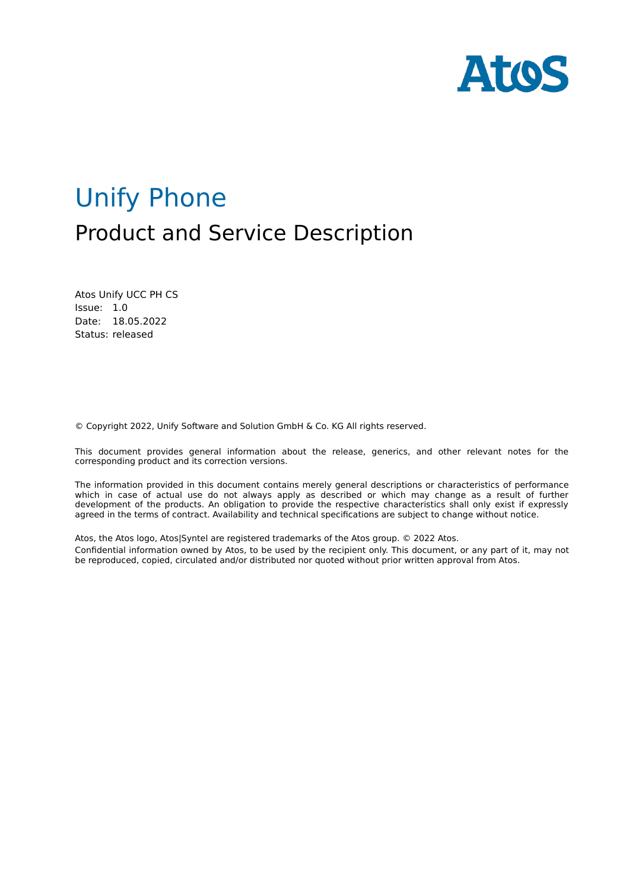# Unify Phone

## Product and Service Description

Atos Unify UCC PH CS
Issue: 1.0
Date: 18.05.2022
Status: released

© Copyright 2022, Unify Software and Solution GmbH & Co. KG All rights reserved.

This document provides general information about the release, generics, and other relevant notes for the corresponding product and its correction versions.

The information provided in this document contains merely general descriptions or characteristics of performance which in case of actual use do not always apply as described or which may change as a result of further development of the products. An obligation to provide the respective characteristics shall only exist if expressly agreed in the terms of contract. Availability and technical specifications are subject to change without notice.

Atos, the Atos logo, Atos|Syntel are registered trademarks of the Atos group. © 2022 Atos.
Confidential information owned by Atos, to be used by the recipient only. This document, or any part of it, may not be reproduced, copied, circulated and/or distributed nor quoted without prior written approval from Atos.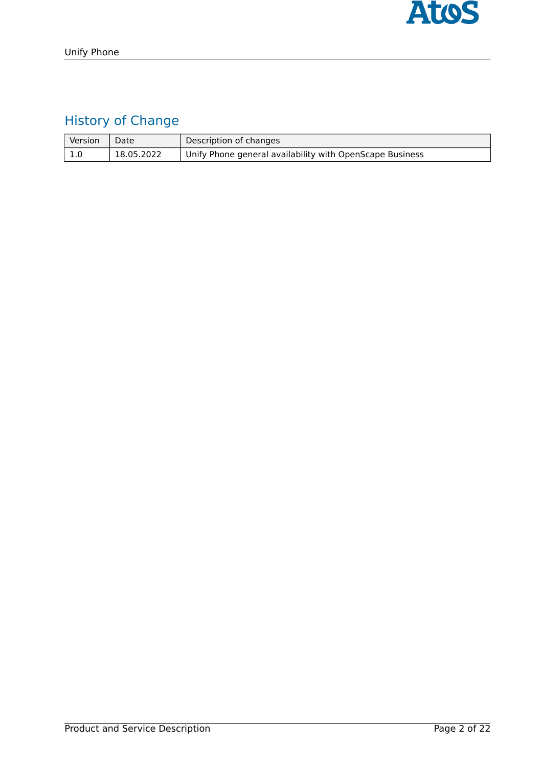## History of Change

| Version | Date | Description of changes |
| --- | --- | --- |
| 1.0 | 18.05.2022 | Unify Phone general availability with OpenScape Business |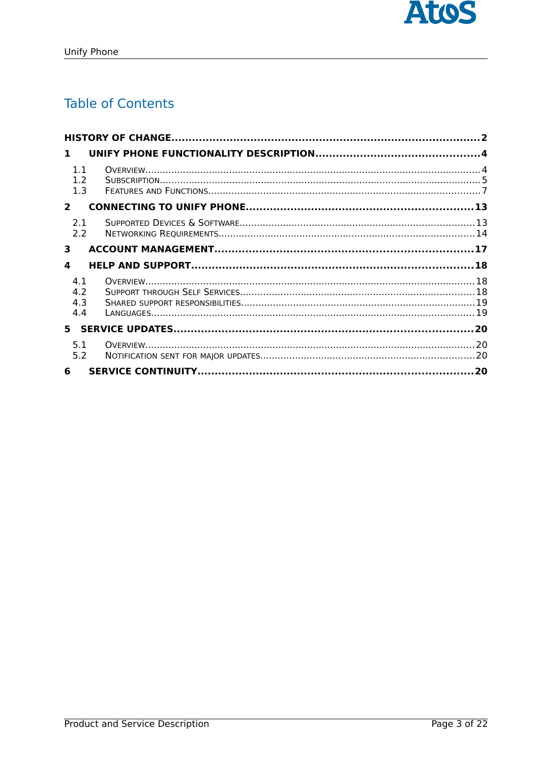# Table of Contents

**HISTORY OF CHANGE** ..... 2

**1 UNIFY PHONE FUNCTIONALITY DESCRIPTION** ..... 4

- 1.1 Overview ..... 4
- 1.2 Subscription ..... 5
- 1.3 Features and Functions ..... 7

**2 CONNECTING TO UNIFY PHONE** ..... 13

- 2.1 Supported Devices & Software ..... 13
- 2.2 Networking Requirements ..... 14

**3 ACCOUNT MANAGEMENT** ..... 17

**4 HELP AND SUPPORT** ..... 18

- 4.1 Overview ..... 18
- 4.2 Support through Self Services ..... 18
- 4.3 Shared support responsibilities ..... 19
- 4.4 Languages ..... 19

**5 SERVICE UPDATES** ..... 20

- 5.1 Overview ..... 20
- 5.2 Notification sent for major updates ..... 20

**6 SERVICE CONTINUITY** ..... 20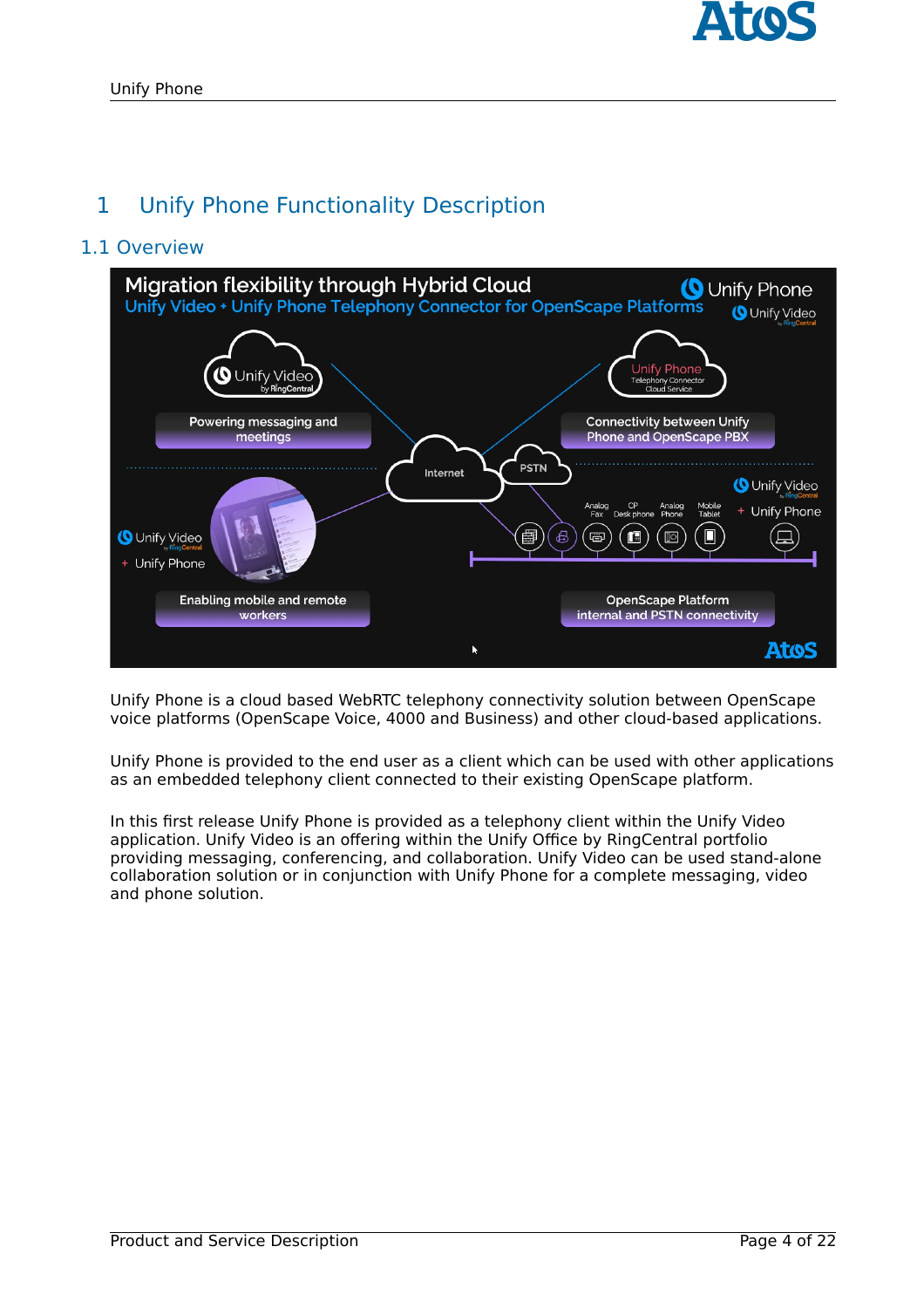# 1 Unify Phone Functionality Description

## 1.1 Overview

Unify Phone is a cloud based WebRTC telephony connectivity solution between OpenScape voice platforms (OpenScape Voice, 4000 and Business) and other cloud-based applications.

Unify Phone is provided to the end user as a client which can be used with other applications as an embedded telephony client connected to their existing OpenScape platform.

In this first release Unify Phone is provided as a telephony client within the Unify Video application. Unify Video is an offering within the Unify Office by RingCentral portfolio providing messaging, conferencing, and collaboration. Unify Video can be used stand-alone collaboration solution or in conjunction with Unify Phone for a complete messaging, video and phone solution.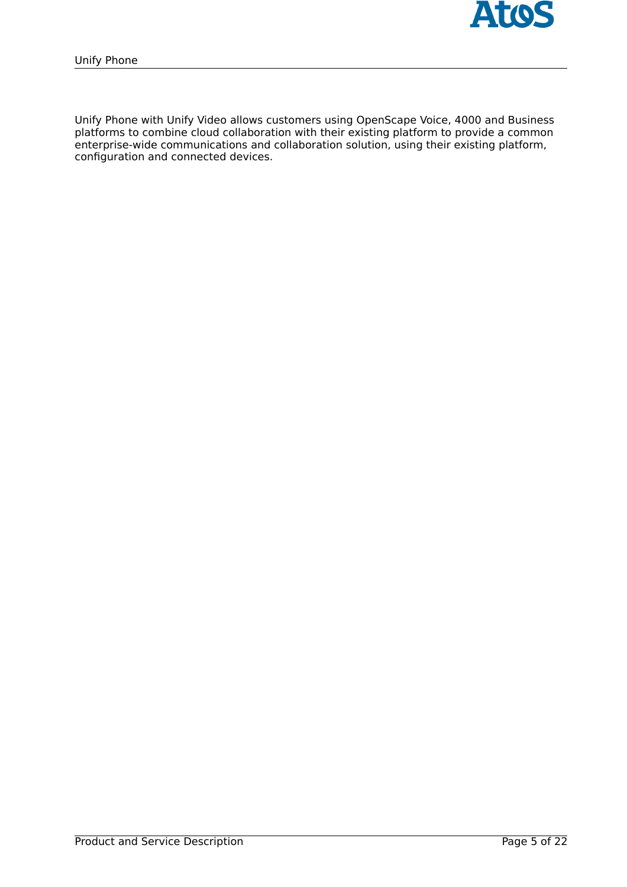Unify Phone with Unify Video allows customers using OpenScape Voice, 4000 and Business platforms to combine cloud collaboration with their existing platform to provide a common enterprise-wide communications and collaboration solution, using their existing platform, configuration and connected devices.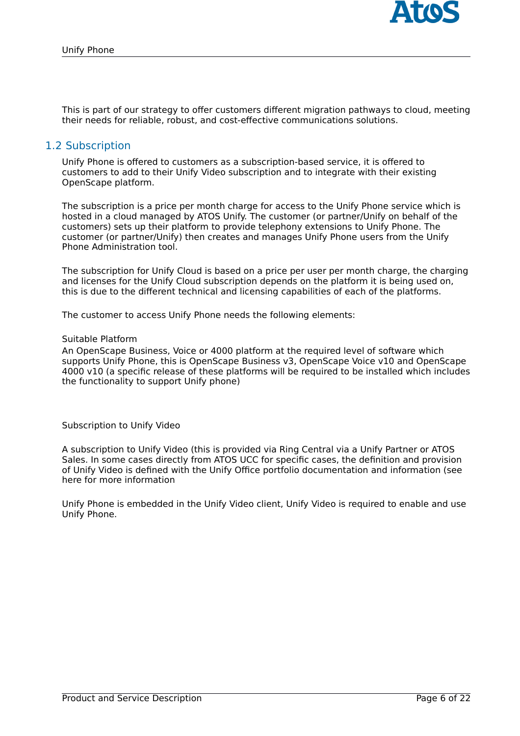This is part of our strategy to offer customers different migration pathways to cloud, meeting their needs for reliable, robust, and cost-effective communications solutions.

## 1.2 Subscription

Unify Phone is offered to customers as a subscription-based service, it is offered to customers to add to their Unify Video subscription and to integrate with their existing OpenScape platform.

The subscription is a price per month charge for access to the Unify Phone service which is hosted in a cloud managed by ATOS Unify. The customer (or partner/Unify on behalf of the customers) sets up their platform to provide telephony extensions to Unify Phone. The customer (or partner/Unify) then creates and manages Unify Phone users from the Unify Phone Administration tool.

The subscription for Unify Cloud is based on a price per user per month charge, the charging and licenses for the Unify Cloud subscription depends on the platform it is being used on, this is due to the different technical and licensing capabilities of each of the platforms.

The customer to access Unify Phone needs the following elements:

Suitable Platform

An OpenScape Business, Voice or 4000 platform at the required level of software which supports Unify Phone, this is OpenScape Business v3, OpenScape Voice v10 and OpenScape 4000 v10 (a specific release of these platforms will be required to be installed which includes the functionality to support Unify phone)

Subscription to Unify Video

A subscription to Unify Video (this is provided via Ring Central via a Unify Partner or ATOS Sales. In some cases directly from ATOS UCC for specific cases, the definition and provision of Unify Video is defined with the Unify Office portfolio documentation and information (see here for more information

Unify Phone is embedded in the Unify Video client, Unify Video is required to enable and use Unify Phone.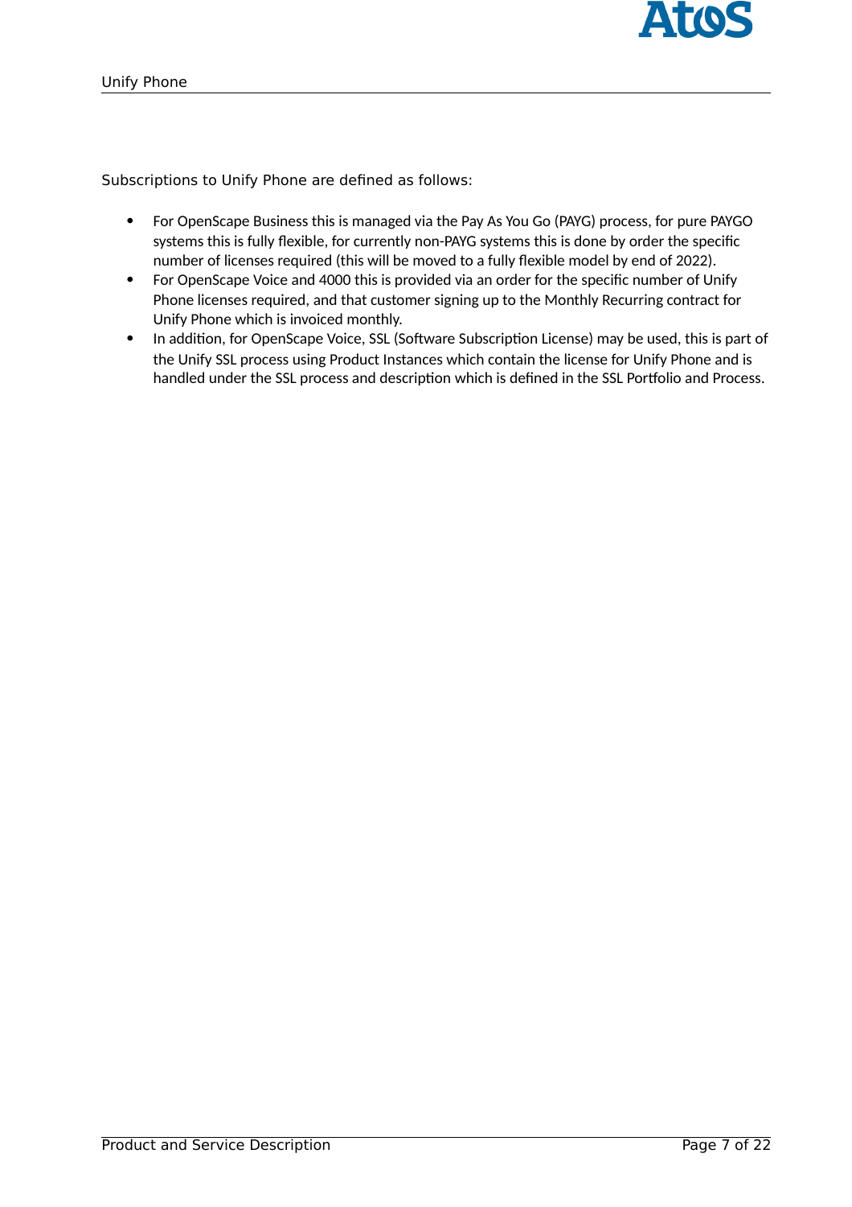Subscriptions to Unify Phone are defined as follows:

- For OpenScape Business this is managed via the Pay As You Go (PAYG) process, for pure PAYGO systems this is fully flexible, for currently non-PAYG systems this is done by order the specific number of licenses required (this will be moved to a fully flexible model by end of 2022).
- For OpenScape Voice and 4000 this is provided via an order for the specific number of Unify Phone licenses required, and that customer signing up to the Monthly Recurring contract for Unify Phone which is invoiced monthly.
- In addition, for OpenScape Voice, SSL (Software Subscription License) may be used, this is part of the Unify SSL process using Product Instances which contain the license for Unify Phone and is handled under the SSL process and description which is defined in the SSL Portfolio and Process.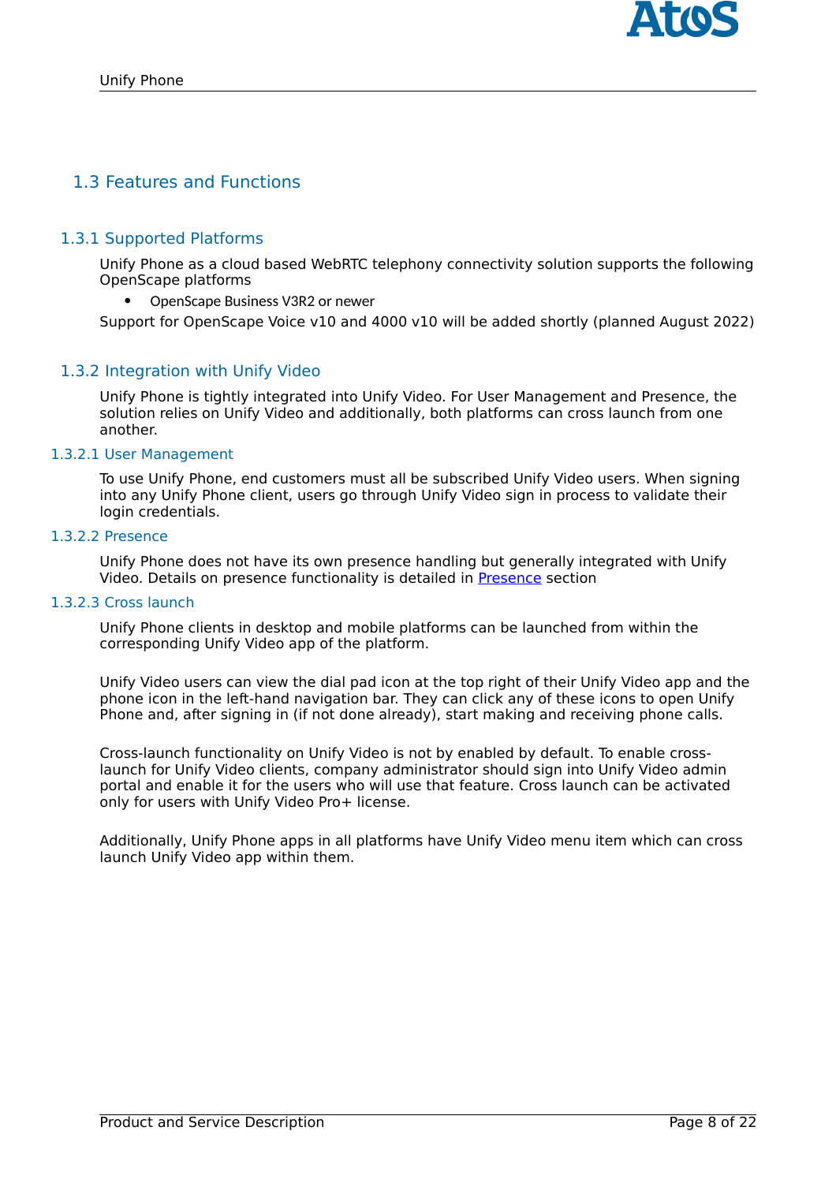## 1.3 Features and Functions

### 1.3.1 Supported Platforms

Unify Phone as a cloud based WebRTC telephony connectivity solution supports the following OpenScape platforms

- OpenScape Business V3R2 or newer

Support for OpenScape Voice v10 and 4000 v10 will be added shortly (planned August 2022)

### 1.3.2 Integration with Unify Video

Unify Phone is tightly integrated into Unify Video. For User Management and Presence, the solution relies on Unify Video and additionally, both platforms can cross launch from one another.

#### 1.3.2.1 User Management

To use Unify Phone, end customers must all be subscribed Unify Video users. When signing into any Unify Phone client, users go through Unify Video sign in process to validate their login credentials.

#### 1.3.2.2 Presence

Unify Phone does not have its own presence handling but generally integrated with Unify Video. Details on presence functionality is detailed in Presence section

#### 1.3.2.3 Cross launch

Unify Phone clients in desktop and mobile platforms can be launched from within the corresponding Unify Video app of the platform.

Unify Video users can view the dial pad icon at the top right of their Unify Video app and the phone icon in the left-hand navigation bar. They can click any of these icons to open Unify Phone and, after signing in (if not done already), start making and receiving phone calls.

Cross-launch functionality on Unify Video is not by enabled by default. To enable cross-launch for Unify Video clients, company administrator should sign into Unify Video admin portal and enable it for the users who will use that feature. Cross launch can be activated only for users with Unify Video Pro+ license.

Additionally, Unify Phone apps in all platforms have Unify Video menu item which can cross launch Unify Video app within them.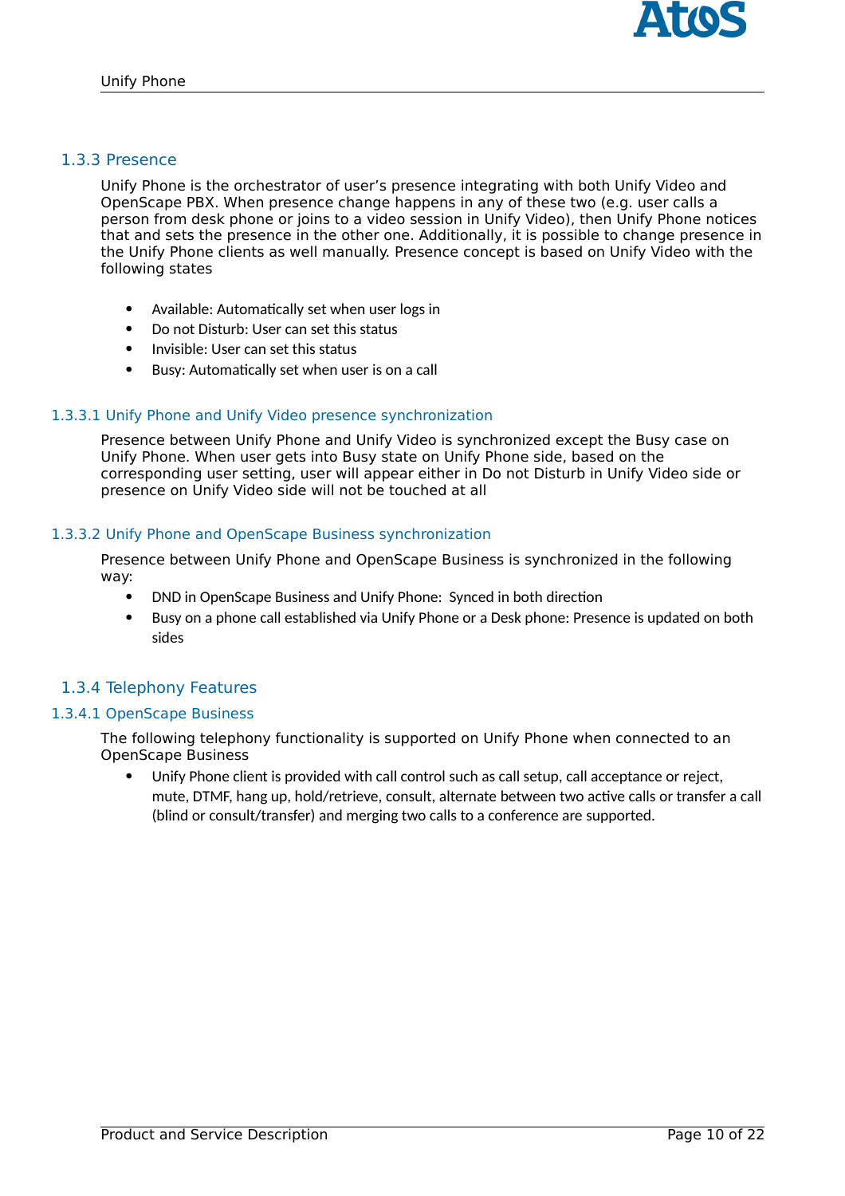### 1.3.3 Presence

Unify Phone is the orchestrator of user's presence integrating with both Unify Video and OpenScape PBX. When presence change happens in any of these two (e.g. user calls a person from desk phone or joins to a video session in Unify Video), then Unify Phone notices that and sets the presence in the other one. Additionally, it is possible to change presence in the Unify Phone clients as well manually. Presence concept is based on Unify Video with the following states

- Available: Automatically set when user logs in
- Do not Disturb: User can set this status
- Invisible: User can set this status
- Busy: Automatically set when user is on a call

#### 1.3.3.1 Unify Phone and Unify Video presence synchronization

Presence between Unify Phone and Unify Video is synchronized except the Busy case on Unify Phone. When user gets into Busy state on Unify Phone side, based on the corresponding user setting, user will appear either in Do not Disturb in Unify Video side or presence on Unify Video side will not be touched at all

#### 1.3.3.2 Unify Phone and OpenScape Business synchronization

Presence between Unify Phone and OpenScape Business is synchronized in the following way:

- DND in OpenScape Business and Unify Phone:  Synced in both direction
- Busy on a phone call established via Unify Phone or a Desk phone: Presence is updated on both sides

### 1.3.4 Telephony Features

#### 1.3.4.1 OpenScape Business

The following telephony functionality is supported on Unify Phone when connected to an OpenScape Business

- Unify Phone client is provided with call control such as call setup, call acceptance or reject, mute, DTMF, hang up, hold/retrieve, consult, alternate between two active calls or transfer a call (blind or consult/transfer) and merging two calls to a conference are supported.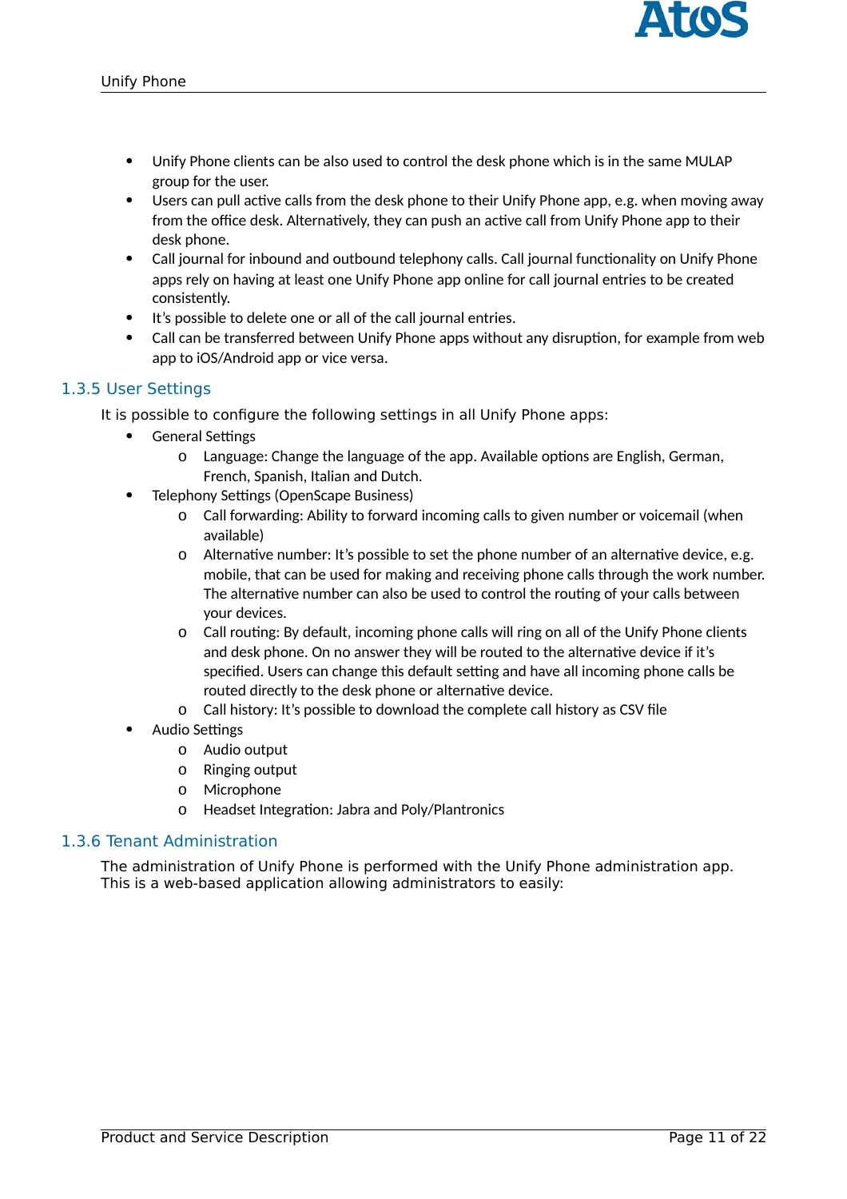- Unify Phone clients can be also used to control the desk phone which is in the same MULAP group for the user.
- Users can pull active calls from the desk phone to their Unify Phone app, e.g. when moving away from the office desk. Alternatively, they can push an active call from Unify Phone app to their desk phone.
- Call journal for inbound and outbound telephony calls. Call journal functionality on Unify Phone apps rely on having at least one Unify Phone app online for call journal entries to be created consistently.
- It's possible to delete one or all of the call journal entries.
- Call can be transferred between Unify Phone apps without any disruption, for example from web app to iOS/Android app or vice versa.

### 1.3.5 User Settings

It is possible to configure the following settings in all Unify Phone apps:

- General Settings
  - Language: Change the language of the app. Available options are English, German, French, Spanish, Italian and Dutch.
- Telephony Settings (OpenScape Business)
  - Call forwarding: Ability to forward incoming calls to given number or voicemail (when available)
  - Alternative number: It's possible to set the phone number of an alternative device, e.g. mobile, that can be used for making and receiving phone calls through the work number. The alternative number can also be used to control the routing of your calls between your devices.
  - Call routing: By default, incoming phone calls will ring on all of the Unify Phone clients and desk phone. On no answer they will be routed to the alternative device if it's specified. Users can change this default setting and have all incoming phone calls be routed directly to the desk phone or alternative device.
  - Call history: It's possible to download the complete call history as CSV file
- Audio Settings
  - Audio output
  - Ringing output
  - Microphone
  - Headset Integration: Jabra and Poly/Plantronics

### 1.3.6 Tenant Administration

The administration of Unify Phone is performed with the Unify Phone administration app. This is a web-based application allowing administrators to easily: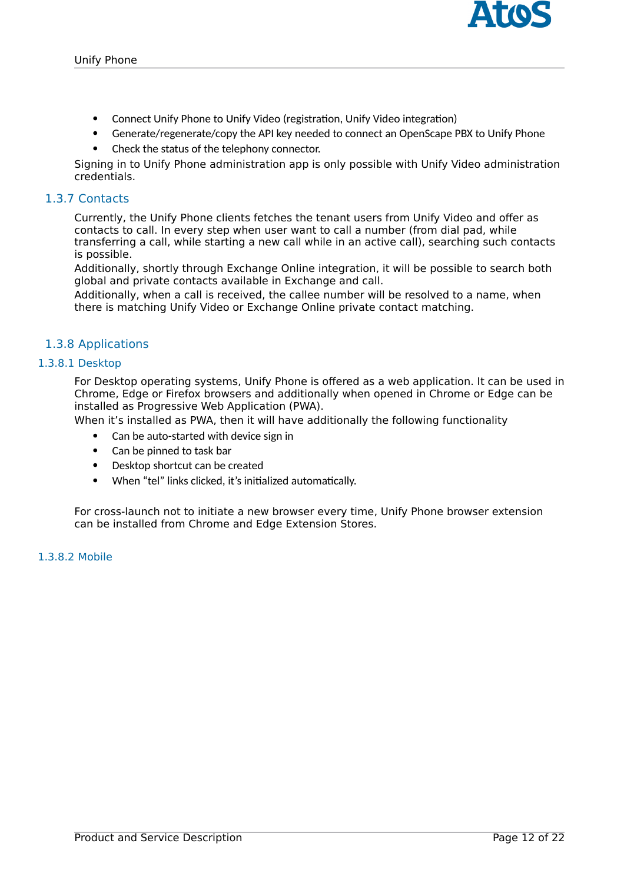- Connect Unify Phone to Unify Video (registration, Unify Video integration)
- Generate/regenerate/copy the API key needed to connect an OpenScape PBX to Unify Phone
- Check the status of the telephony connector.

Signing in to Unify Phone administration app is only possible with Unify Video administration credentials.

### 1.3.7 Contacts

Currently, the Unify Phone clients fetches the tenant users from Unify Video and offer as contacts to call. In every step when user want to call a number (from dial pad, while transferring a call, while starting a new call while in an active call), searching such contacts is possible.

Additionally, shortly through Exchange Online integration, it will be possible to search both global and private contacts available in Exchange and call.

Additionally, when a call is received, the callee number will be resolved to a name, when there is matching Unify Video or Exchange Online private contact matching.

### 1.3.8 Applications

#### 1.3.8.1 Desktop

For Desktop operating systems, Unify Phone is offered as a web application. It can be used in Chrome, Edge or Firefox browsers and additionally when opened in Chrome or Edge can be installed as Progressive Web Application (PWA).

When it's installed as PWA, then it will have additionally the following functionality

- Can be auto-started with device sign in
- Can be pinned to task bar
- Desktop shortcut can be created
- When "tel" links clicked, it's initialized automatically.

For cross-launch not to initiate a new browser every time, Unify Phone browser extension can be installed from Chrome and Edge Extension Stores.

#### 1.3.8.2 Mobile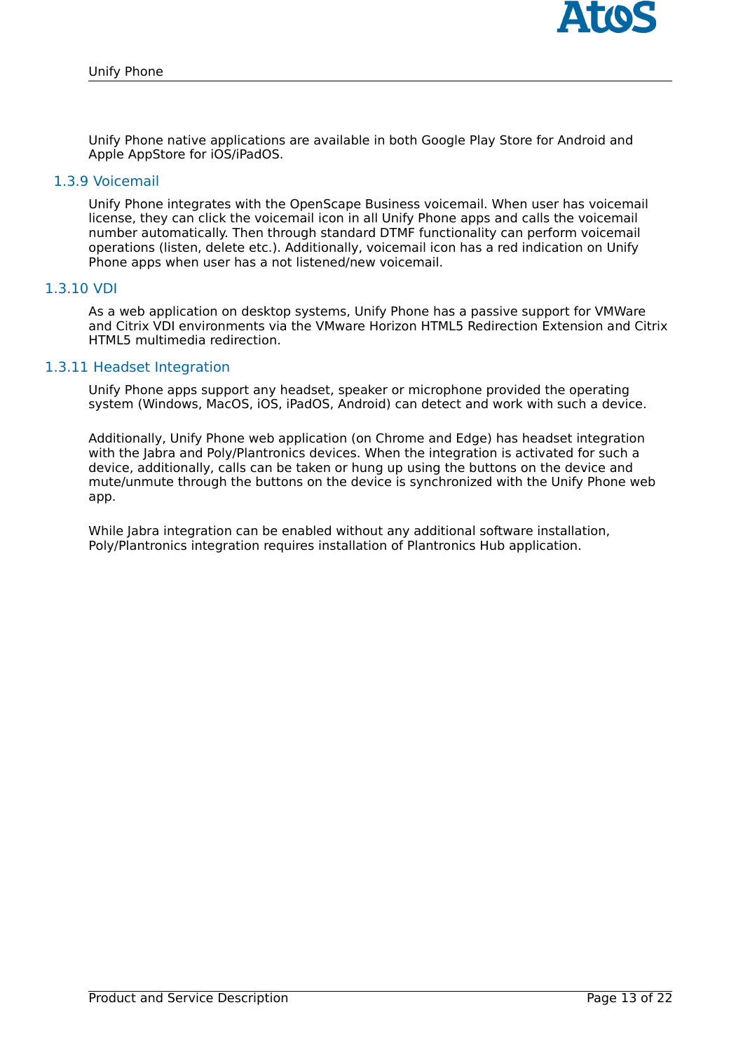Unify Phone native applications are available in both Google Play Store for Android and Apple AppStore for iOS/iPadOS.

### 1.3.9 Voicemail

Unify Phone integrates with the OpenScape Business voicemail. When user has voicemail license, they can click the voicemail icon in all Unify Phone apps and calls the voicemail number automatically. Then through standard DTMF functionality can perform voicemail operations (listen, delete etc.). Additionally, voicemail icon has a red indication on Unify Phone apps when user has a not listened/new voicemail.

### 1.3.10 VDI

As a web application on desktop systems, Unify Phone has a passive support for VMWare and Citrix VDI environments via the VMware Horizon HTML5 Redirection Extension and Citrix HTML5 multimedia redirection.

### 1.3.11 Headset Integration

Unify Phone apps support any headset, speaker or microphone provided the operating system (Windows, MacOS, iOS, iPadOS, Android) can detect and work with such a device.

Additionally, Unify Phone web application (on Chrome and Edge) has headset integration with the Jabra and Poly/Plantronics devices. When the integration is activated for such a device, additionally, calls can be taken or hung up using the buttons on the device and mute/unmute through the buttons on the device is synchronized with the Unify Phone web app.

While Jabra integration can be enabled without any additional software installation, Poly/Plantronics integration requires installation of Plantronics Hub application.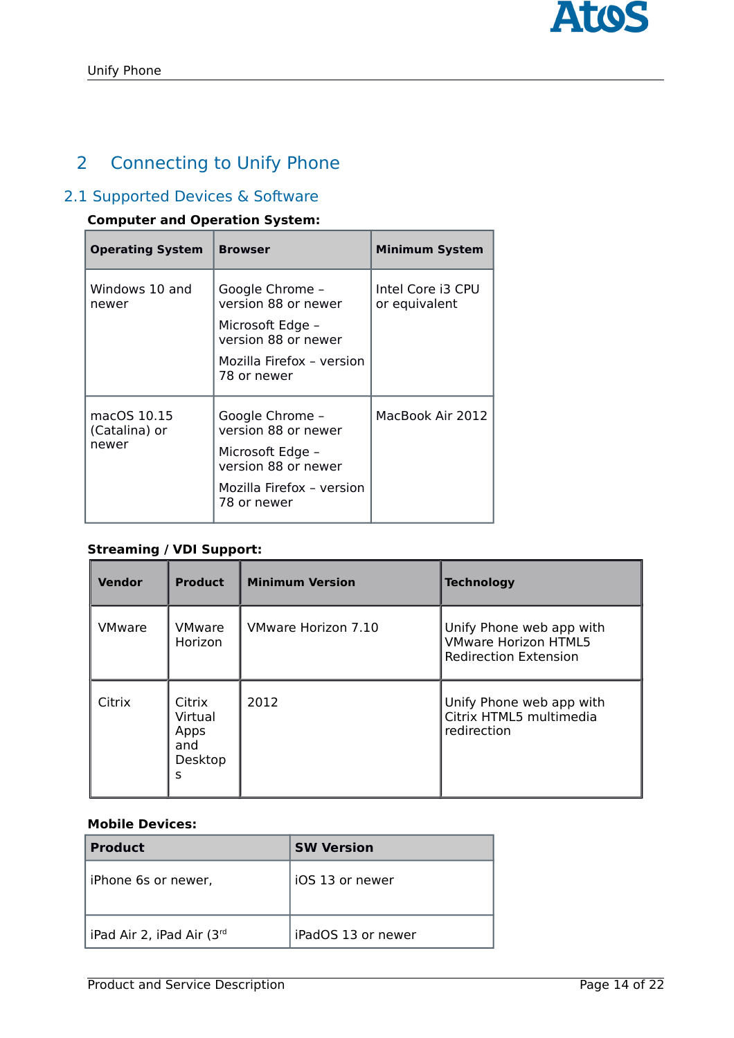# 2 Connecting to Unify Phone

## 2.1 Supported Devices & Software

**Computer and Operation System:**

| Operating System | Browser | Minimum System |
|---|---|---|
| Windows 10 and newer | Google Chrome – version 88 or newer<br>Microsoft Edge – version 88 or newer<br>Mozilla Firefox – version 78 or newer | Intel Core i3 CPU or equivalent |
| macOS 10.15 (Catalina) or newer | Google Chrome – version 88 or newer<br>Microsoft Edge – version 88 or newer<br>Mozilla Firefox – version 78 or newer | MacBook Air 2012 |

**Streaming / VDI Support:**

| Vendor | Product | Minimum Version | Technology |
|---|---|---|---|
| VMware | VMware Horizon | VMware Horizon 7.10 | Unify Phone web app with VMware Horizon HTML5 Redirection Extension |
| Citrix | Citrix Virtual Apps and Desktops | 2012 | Unify Phone web app with Citrix HTML5 multimedia redirection |

**Mobile Devices:**

| Product | SW Version |
|---|---|
| iPhone 6s or newer, | iOS 13 or newer |
| iPad Air 2, iPad Air (3rd | iPadOS 13 or newer |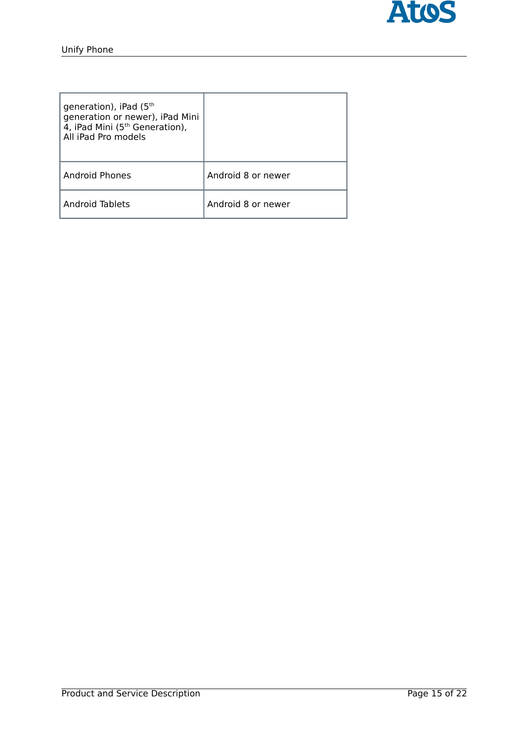| generation), iPad (5th generation or newer), iPad Mini 4, iPad Mini (5th Generation), All iPad Pro models | |
| --- | --- |
| Android Phones | Android 8 or newer |
| Android Tablets | Android 8 or newer |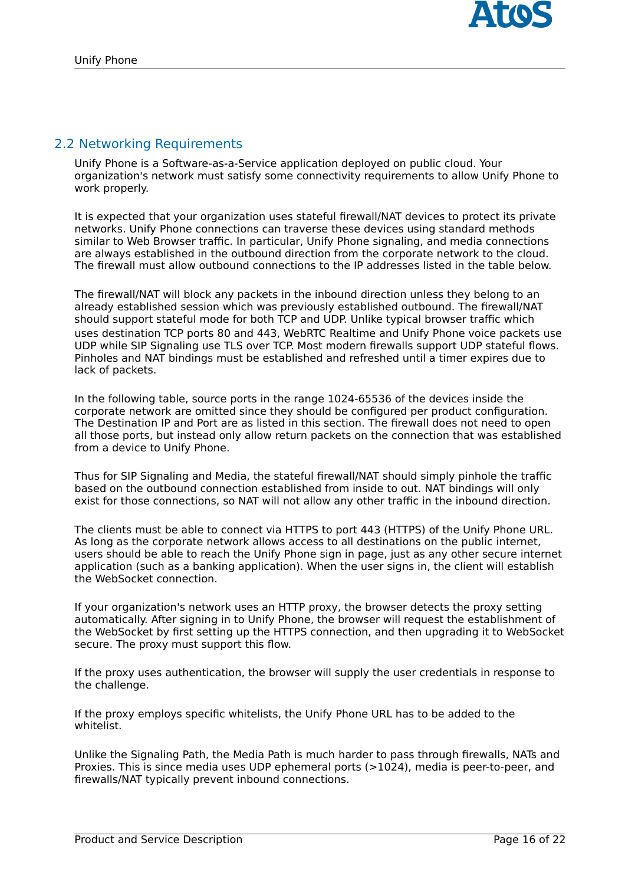## 2.2 Networking Requirements

Unify Phone is a Software-as-a-Service application deployed on public cloud. Your organization's network must satisfy some connectivity requirements to allow Unify Phone to work properly.

It is expected that your organization uses stateful firewall/NAT devices to protect its private networks. Unify Phone connections can traverse these devices using standard methods similar to Web Browser traffic. In particular, Unify Phone signaling, and media connections are always established in the outbound direction from the corporate network to the cloud. The firewall must allow outbound connections to the IP addresses listed in the table below.

The firewall/NAT will block any packets in the inbound direction unless they belong to an already established session which was previously established outbound. The firewall/NAT should support stateful mode for both TCP and UDP. Unlike typical browser traffic which uses destination TCP ports 80 and 443, WebRTC Realtime and Unify Phone voice packets use UDP while SIP Signaling use TLS over TCP. Most modern firewalls support UDP stateful flows. Pinholes and NAT bindings must be established and refreshed until a timer expires due to lack of packets.

In the following table, source ports in the range 1024-65536 of the devices inside the corporate network are omitted since they should be configured per product configuration. The Destination IP and Port are as listed in this section. The firewall does not need to open all those ports, but instead only allow return packets on the connection that was established from a device to Unify Phone.

Thus for SIP Signaling and Media, the stateful firewall/NAT should simply pinhole the traffic based on the outbound connection established from inside to out. NAT bindings will only exist for those connections, so NAT will not allow any other traffic in the inbound direction.

The clients must be able to connect via HTTPS to port 443 (HTTPS) of the Unify Phone URL. As long as the corporate network allows access to all destinations on the public internet, users should be able to reach the Unify Phone sign in page, just as any other secure internet application (such as a banking application). When the user signs in, the client will establish the WebSocket connection.

If your organization's network uses an HTTP proxy, the browser detects the proxy setting automatically. After signing in to Unify Phone, the browser will request the establishment of the WebSocket by first setting up the HTTPS connection, and then upgrading it to WebSocket secure. The proxy must support this flow.

If the proxy uses authentication, the browser will supply the user credentials in response to the challenge.

If the proxy employs specific whitelists, the Unify Phone URL has to be added to the whitelist.

Unlike the Signaling Path, the Media Path is much harder to pass through firewalls, NATs and Proxies. This is since media uses UDP ephemeral ports (>1024), media is peer-to-peer, and firewalls/NAT typically prevent inbound connections.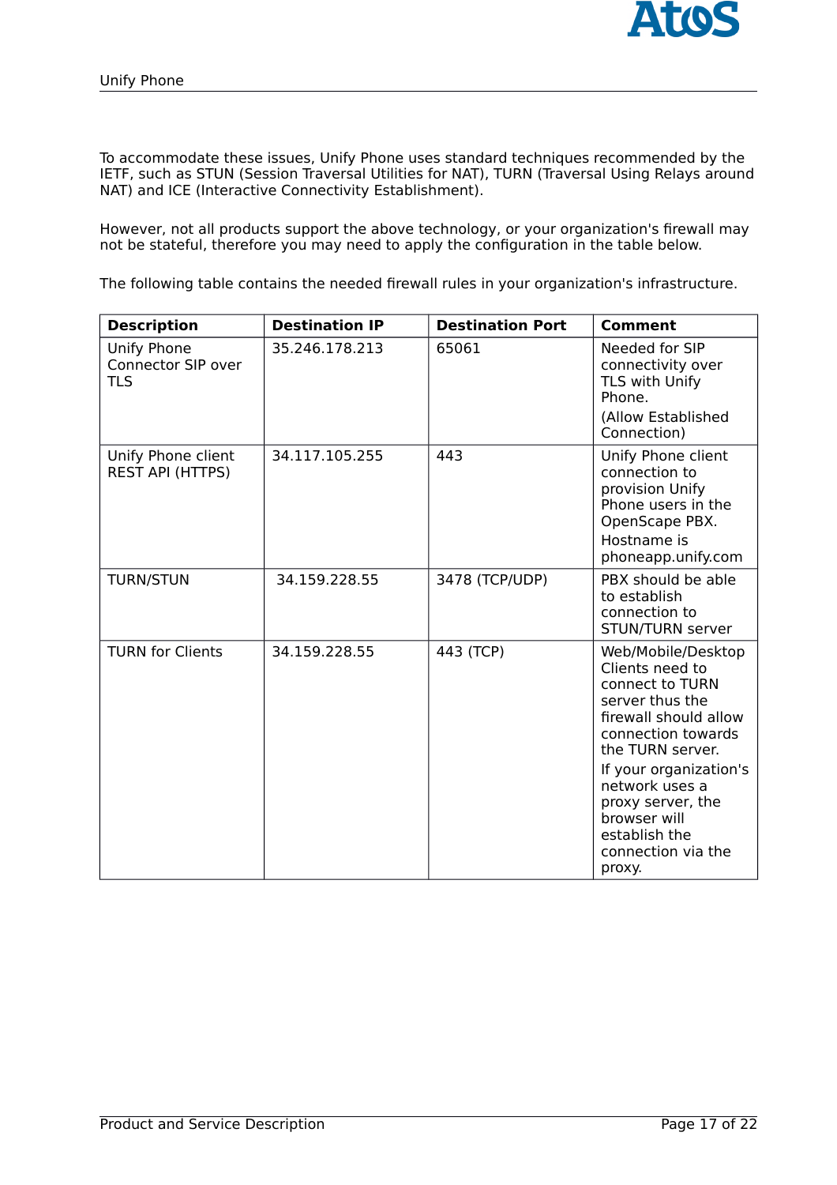To accommodate these issues, Unify Phone uses standard techniques recommended by the IETF, such as STUN (Session Traversal Utilities for NAT), TURN (Traversal Using Relays around NAT) and ICE (Interactive Connectivity Establishment).

However, not all products support the above technology, or your organization's firewall may not be stateful, therefore you may need to apply the configuration in the table below.

The following table contains the needed firewall rules in your organization's infrastructure.

| Description | Destination IP | Destination Port | Comment |
| --- | --- | --- | --- |
| Unify Phone Connector SIP over TLS | 35.246.178.213 | 65061 | Needed for SIP connectivity over TLS with Unify Phone. (Allow Established Connection) |
| Unify Phone client REST API (HTTPS) | 34.117.105.255 | 443 | Unify Phone client connection to provision Unify Phone users in the OpenScape PBX. Hostname is phoneapp.unify.com |
| TURN/STUN | 34.159.228.55 | 3478 (TCP/UDP) | PBX should be able to establish connection to STUN/TURN server |
| TURN for Clients | 34.159.228.55 | 443 (TCP) | Web/Mobile/Desktop Clients need to connect to TURN server thus the firewall should allow connection towards the TURN server. If your organization's network uses a proxy server, the browser will establish the connection via the proxy. |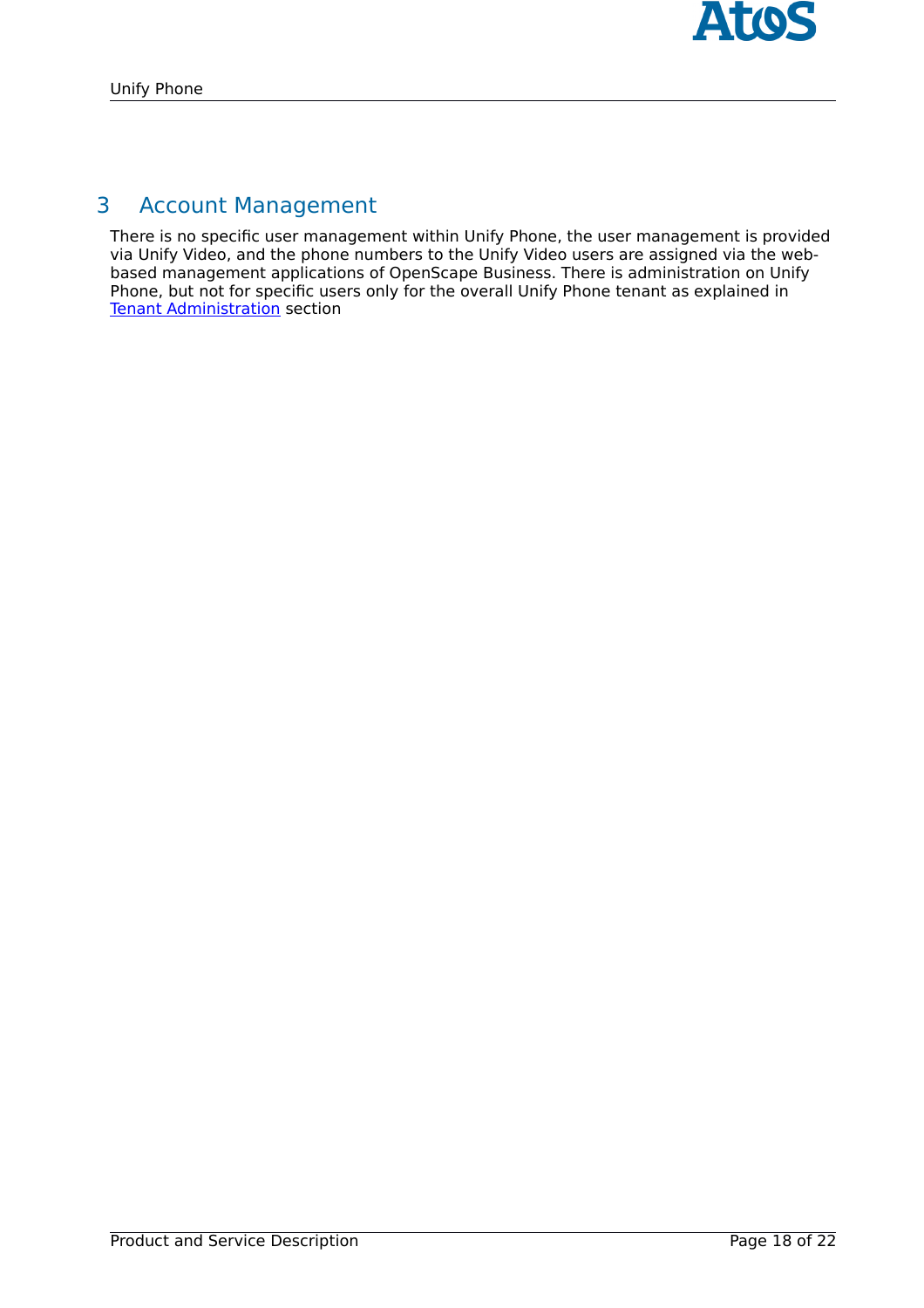# 3 Account Management

There is no specific user management within Unify Phone, the user management is provided via Unify Video, and the phone numbers to the Unify Video users are assigned via the web-based management applications of OpenScape Business. There is administration on Unify Phone, but not for specific users only for the overall Unify Phone tenant as explained in Tenant Administration section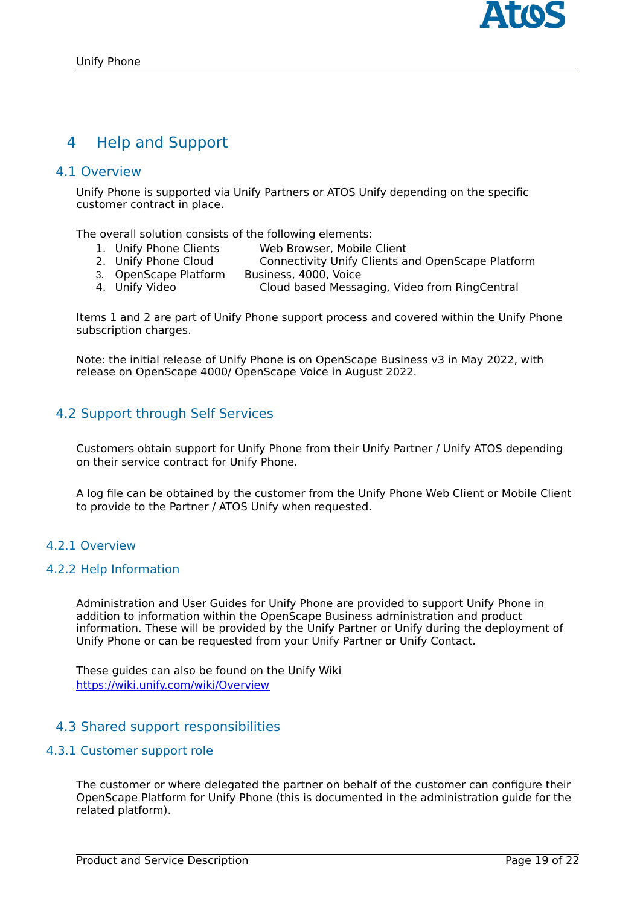# 4 Help and Support

## 4.1 Overview

Unify Phone is supported via Unify Partners or ATOS Unify depending on the specific customer contract in place.

The overall solution consists of the following elements:

1. Unify Phone Clients — Web Browser, Mobile Client
2. Unify Phone Cloud — Connectivity Unify Clients and OpenScape Platform
3. OpenScape Platform — Business, 4000, Voice
4. Unify Video — Cloud based Messaging, Video from RingCentral

Items 1 and 2 are part of Unify Phone support process and covered within the Unify Phone subscription charges.

Note: the initial release of Unify Phone is on OpenScape Business v3 in May 2022, with release on OpenScape 4000/ OpenScape Voice in August 2022.

## 4.2 Support through Self Services

Customers obtain support for Unify Phone from their Unify Partner / Unify ATOS depending on their service contract for Unify Phone.

A log file can be obtained by the customer from the Unify Phone Web Client or Mobile Client to provide to the Partner / ATOS Unify when requested.

### 4.2.1 Overview

### 4.2.2 Help Information

Administration and User Guides for Unify Phone are provided to support Unify Phone in addition to information within the OpenScape Business administration and product information. These will be provided by the Unify Partner or Unify during the deployment of Unify Phone or can be requested from your Unify Partner or Unify Contact.

These guides can also be found on the Unify Wiki
https://wiki.unify.com/wiki/Overview

## 4.3 Shared support responsibilities

### 4.3.1 Customer support role

The customer or where delegated the partner on behalf of the customer can configure their OpenScape Platform for Unify Phone (this is documented in the administration guide for the related platform).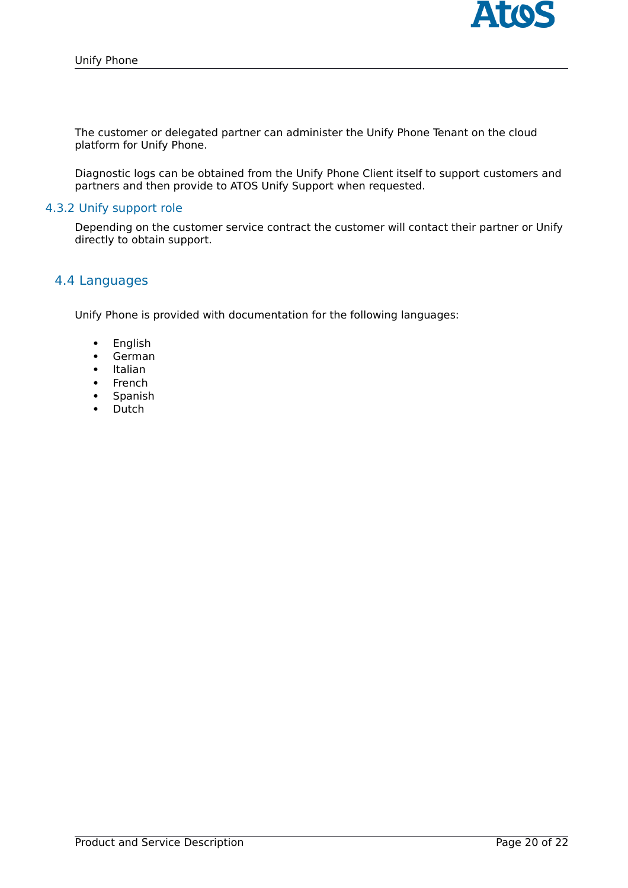The customer or delegated partner can administer the Unify Phone Tenant on the cloud platform for Unify Phone.

Diagnostic logs can be obtained from the Unify Phone Client itself to support customers and partners and then provide to ATOS Unify Support when requested.

### 4.3.2 Unify support role

Depending on the customer service contract the customer will contact their partner or Unify directly to obtain support.

## 4.4 Languages

Unify Phone is provided with documentation for the following languages:

- English
- German
- Italian
- French
- Spanish
- Dutch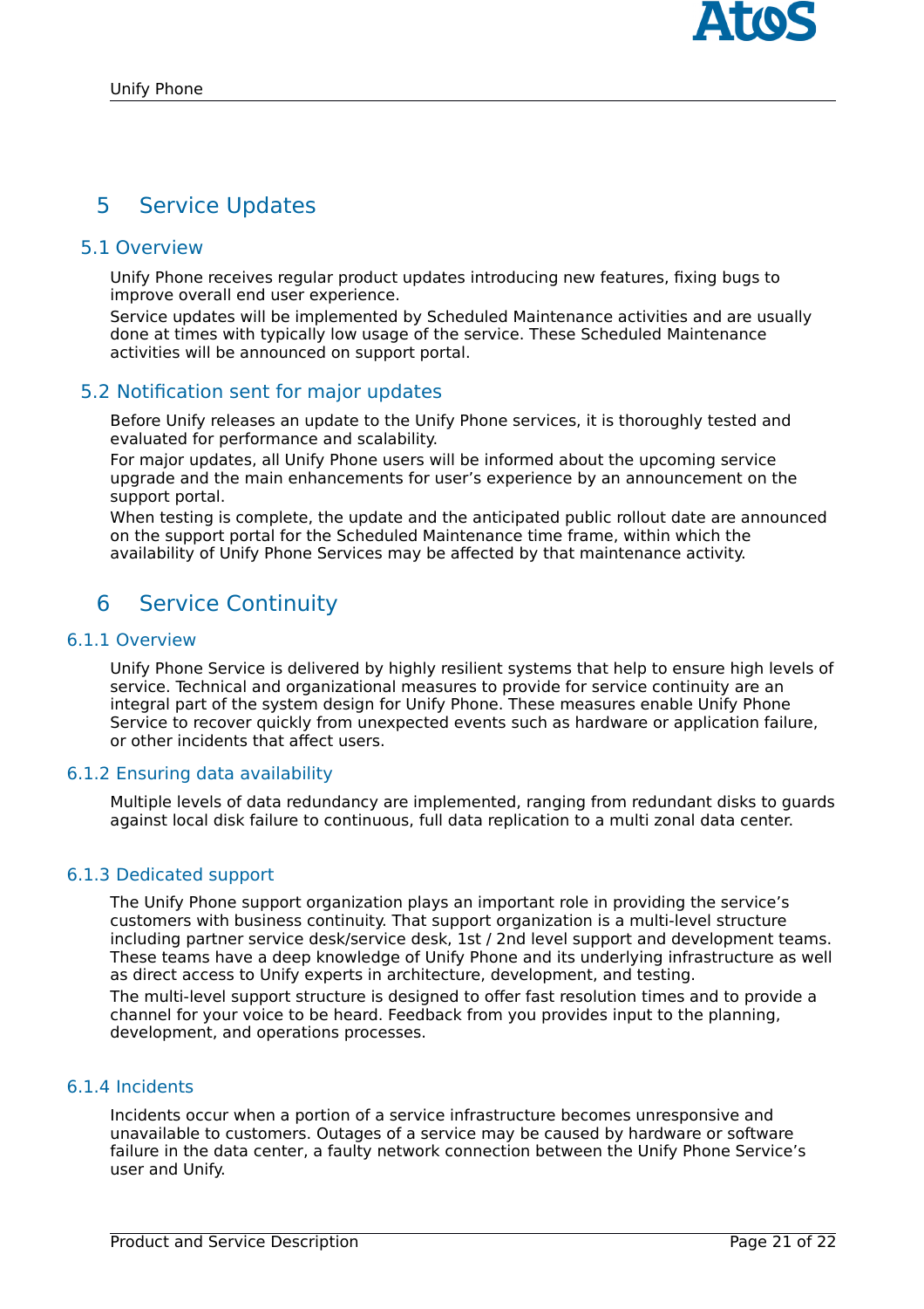# 5 Service Updates

## 5.1 Overview

Unify Phone receives regular product updates introducing new features, fixing bugs to improve overall end user experience.

Service updates will be implemented by Scheduled Maintenance activities and are usually done at times with typically low usage of the service. These Scheduled Maintenance activities will be announced on support portal.

## 5.2 Notification sent for major updates

Before Unify releases an update to the Unify Phone services, it is thoroughly tested and evaluated for performance and scalability.

For major updates, all Unify Phone users will be informed about the upcoming service upgrade and the main enhancements for user's experience by an announcement on the support portal.

When testing is complete, the update and the anticipated public rollout date are announced on the support portal for the Scheduled Maintenance time frame, within which the availability of Unify Phone Services may be affected by that maintenance activity.

# 6 Service Continuity

### 6.1.1 Overview

Unify Phone Service is delivered by highly resilient systems that help to ensure high levels of service. Technical and organizational measures to provide for service continuity are an integral part of the system design for Unify Phone. These measures enable Unify Phone Service to recover quickly from unexpected events such as hardware or application failure, or other incidents that affect users.

### 6.1.2 Ensuring data availability

Multiple levels of data redundancy are implemented, ranging from redundant disks to guards against local disk failure to continuous, full data replication to a multi zonal data center.

### 6.1.3 Dedicated support

The Unify Phone support organization plays an important role in providing the service's customers with business continuity. That support organization is a multi-level structure including partner service desk/service desk, 1st / 2nd level support and development teams. These teams have a deep knowledge of Unify Phone and its underlying infrastructure as well as direct access to Unify experts in architecture, development, and testing.

The multi-level support structure is designed to offer fast resolution times and to provide a channel for your voice to be heard. Feedback from you provides input to the planning, development, and operations processes.

### 6.1.4 Incidents

Incidents occur when a portion of a service infrastructure becomes unresponsive and unavailable to customers. Outages of a service may be caused by hardware or software failure in the data center, a faulty network connection between the Unify Phone Service's user and Unify.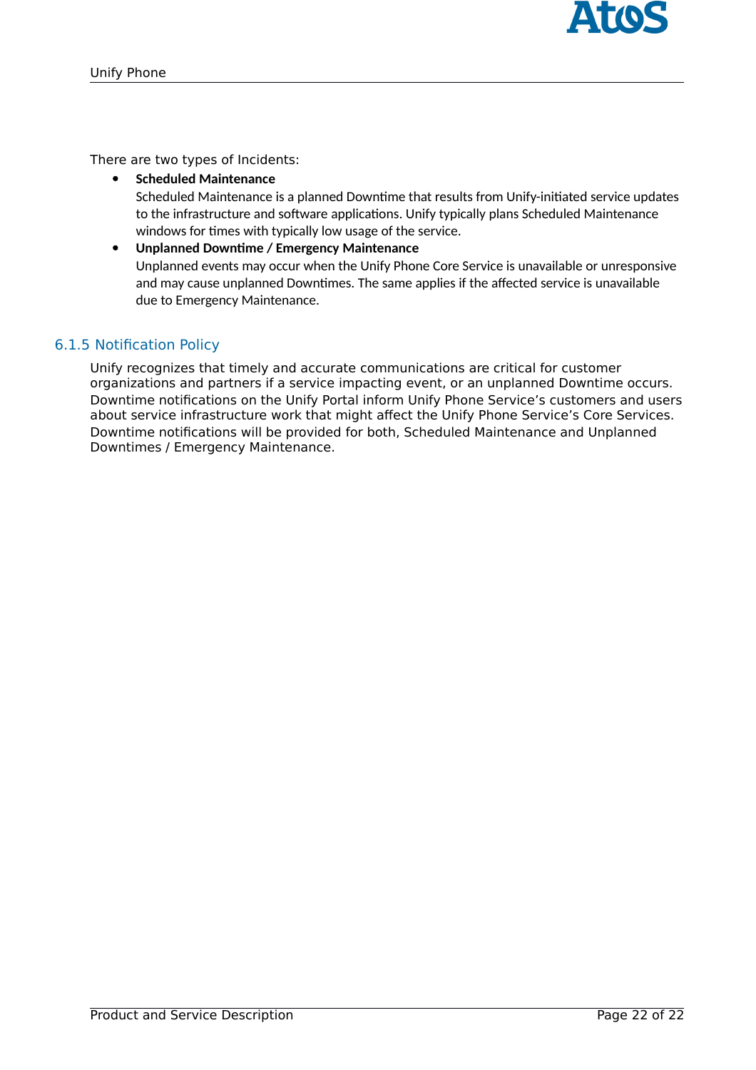There are two types of Incidents:

- **Scheduled Maintenance**
  Scheduled Maintenance is a planned Downtime that results from Unify-initiated service updates to the infrastructure and software applications. Unify typically plans Scheduled Maintenance windows for times with typically low usage of the service.
- **Unplanned Downtime / Emergency Maintenance**
  Unplanned events may occur when the Unify Phone Core Service is unavailable or unresponsive and may cause unplanned Downtimes. The same applies if the affected service is unavailable due to Emergency Maintenance.

### 6.1.5 Notification Policy

Unify recognizes that timely and accurate communications are critical for customer organizations and partners if a service impacting event, or an unplanned Downtime occurs. Downtime notifications on the Unify Portal inform Unify Phone Service's customers and users about service infrastructure work that might affect the Unify Phone Service's Core Services. Downtime notifications will be provided for both, Scheduled Maintenance and Unplanned Downtimes / Emergency Maintenance.